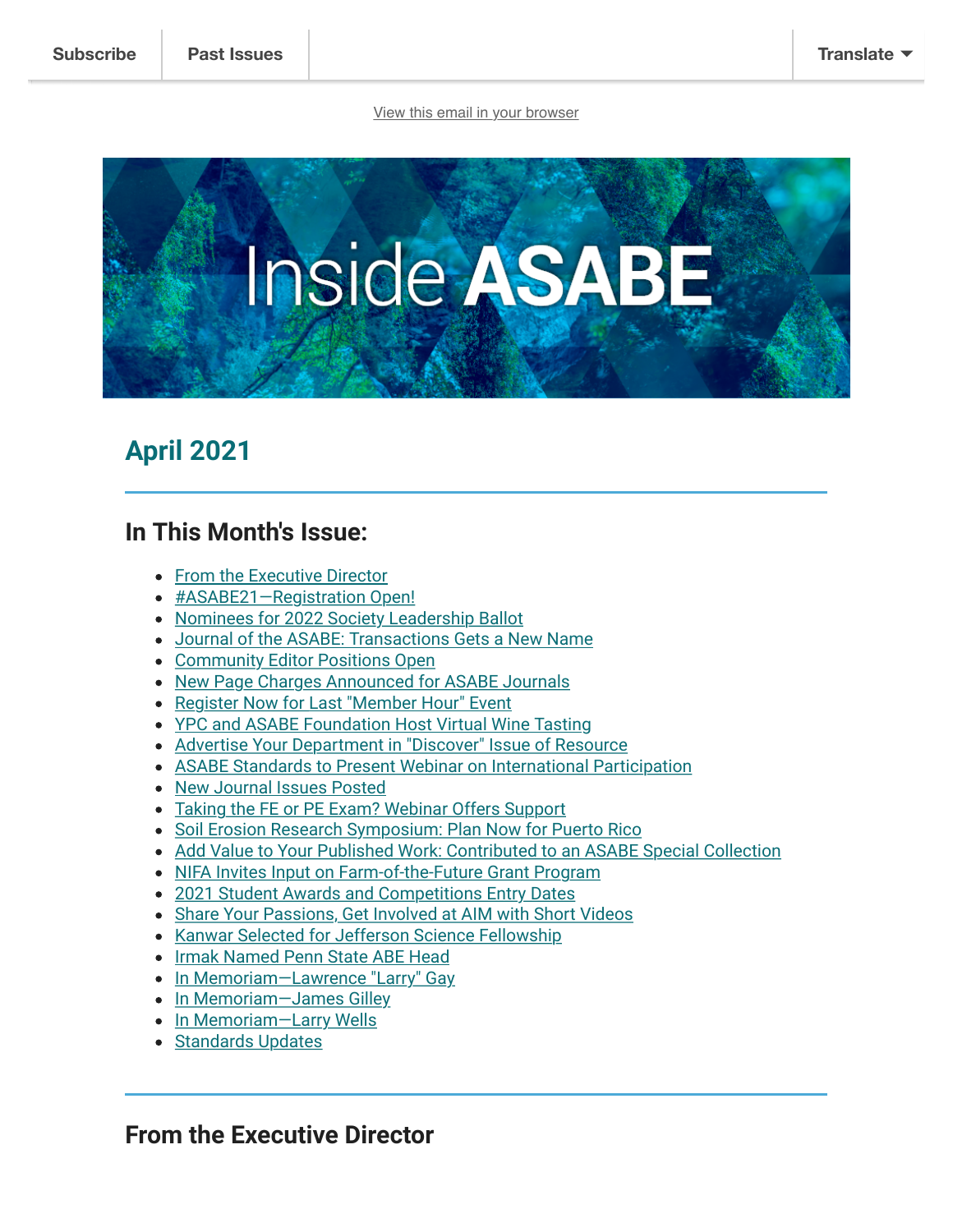Subscribe | Past Issues | Translate

View this email in your browser

Inside ASABE

## April 2021

---

## In This Month's Issue:

- From the Executive Director
- #ASABE21—Registration Open!
- Nominees for 2022 Society Leadership Ballot
- Journal of the ASABE: Transactions Gets a New Name
- Community Editor Positions Open
- New Page Charges Announced for ASABE Journals
- Register Now for Last "Member Hour" Event
- YPC and ASABE Foundation Host Virtual Wine Tasting
- Advertise Your Department in "Discover" Issue of Resource
- ASABE Standards to Present Webinar on International Participation
- New Journal Issues Posted
- Taking the FE or PE Exam? Webinar Offers Support
- Soil Erosion Research Symposium: Plan Now for Puerto Rico
- Add Value to Your Published Work: Contributed to an ASABE Special Collection
- NIFA Invites Input on Farm-of-the-Future Grant Program
- 2021 Student Awards and Competitions Entry Dates
- Share Your Passions, Get Involved at AIM with Short Videos
- Kanwar Selected for Jefferson Science Fellowship
- Irmak Named Penn State ABE Head
- In Memoriam—Lawrence "Larry" Gay
- In Memoriam—James Gilley
- In Memoriam—Larry Wells
- Standards Updates

---

## From the Executive Director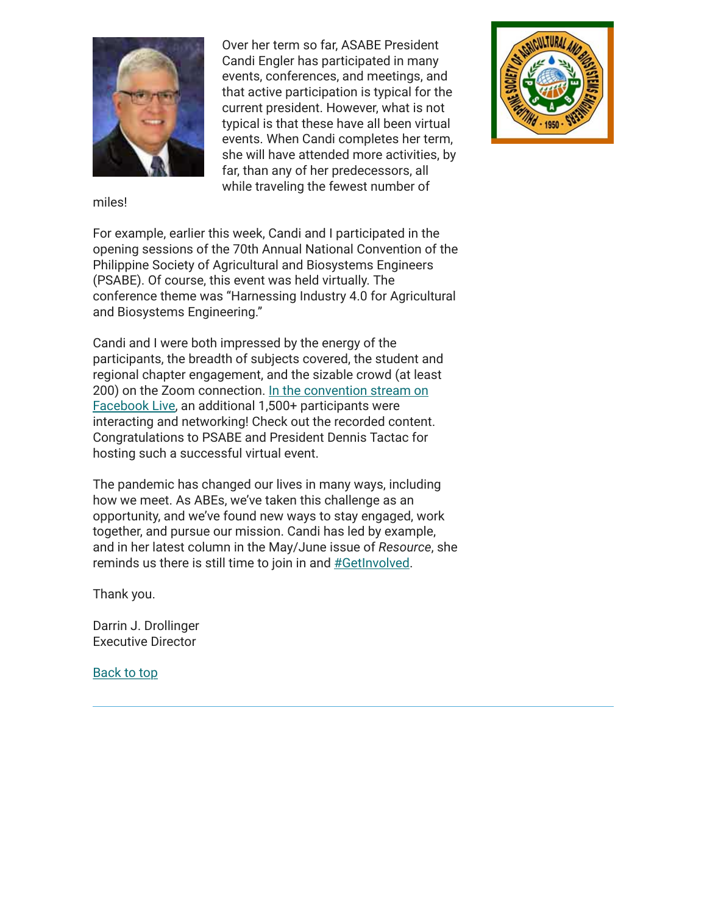Over her term so far, ASABE President Candi Engler has participated in many events, conferences, and meetings, and that active participation is typical for the current president. However, what is not typical is that these have all been virtual events. When Candi completes her term, she will have attended more activities, by far, than any of her predecessors, all while traveling the fewest number of miles!

For example, earlier this week, Candi and I participated in the opening sessions of the 70th Annual National Convention of the Philippine Society of Agricultural and Biosystems Engineers (PSABE). Of course, this event was held virtually. The conference theme was "Harnessing Industry 4.0 for Agricultural and Biosystems Engineering."

Candi and I were both impressed by the energy of the participants, the breadth of subjects covered, the student and regional chapter engagement, and the sizable crowd (at least 200) on the Zoom connection. In the convention stream on Facebook Live, an additional 1,500+ participants were interacting and networking! Check out the recorded content. Congratulations to PSABE and President Dennis Tactac for hosting such a successful virtual event.

The pandemic has changed our lives in many ways, including how we meet. As ABEs, we've taken this challenge as an opportunity, and we've found new ways to stay engaged, work together, and pursue our mission. Candi has led by example, and in her latest column in the May/June issue of *Resource*, she reminds us there is still time to join in and #GetInvolved.

Thank you.

Darrin J. Drollinger
Executive Director

Back to top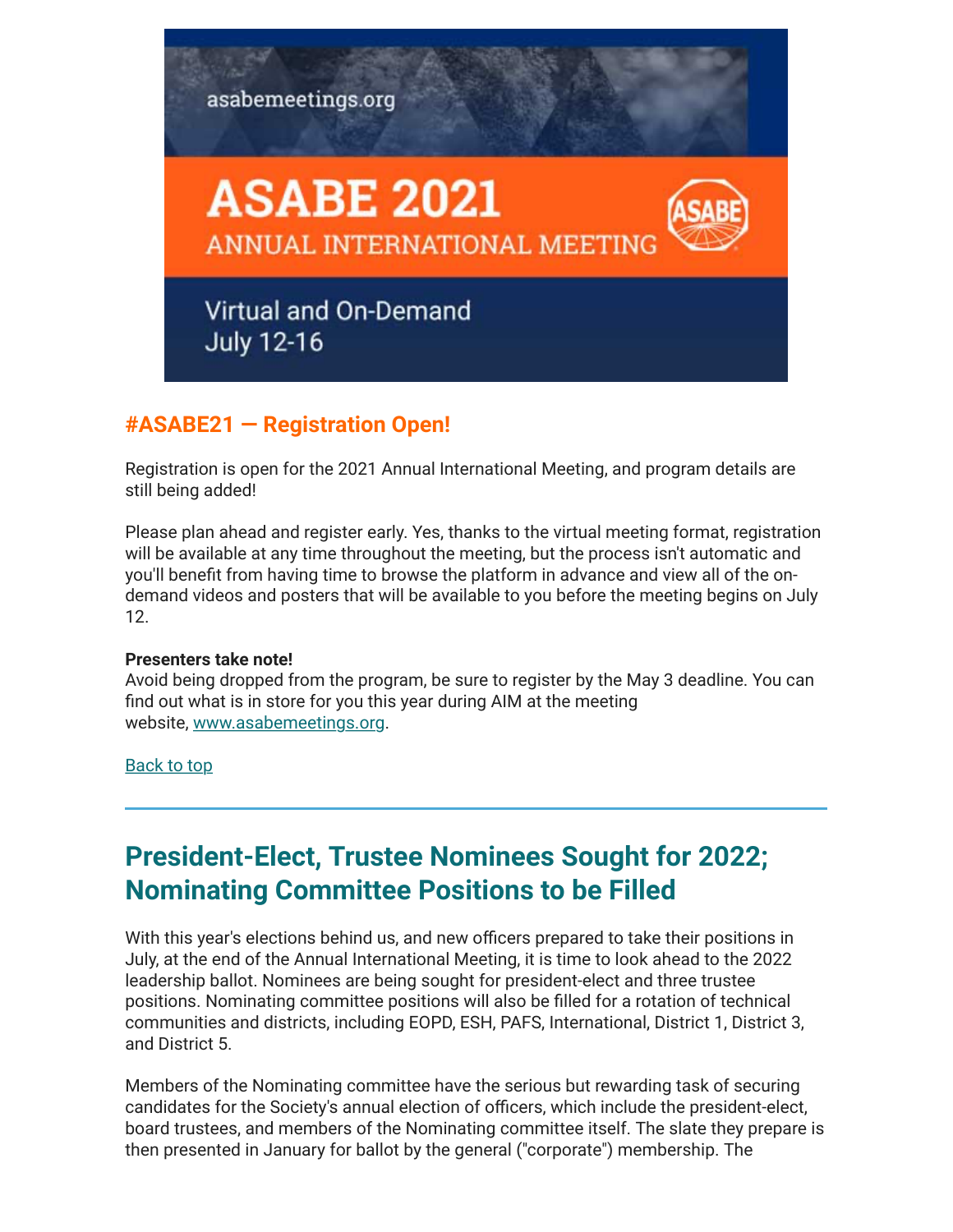## #ASABE21 — Registration Open!

Registration is open for the 2021 Annual International Meeting, and program details are still being added!

Please plan ahead and register early. Yes, thanks to the virtual meeting format, registration will be available at any time throughout the meeting, but the process isn't automatic and you'll benefit from having time to browse the platform in advance and view all of the on-demand videos and posters that will be available to you before the meeting begins on July 12.

**Presenters take note!**
Avoid being dropped from the program, be sure to register by the May 3 deadline. You can find out what is in store for you this year during AIM at the meeting website, www.asabemeetings.org.

Back to top

---

# President-Elect, Trustee Nominees Sought for 2022; Nominating Committee Positions to be Filled

With this year's elections behind us, and new officers prepared to take their positions in July, at the end of the Annual International Meeting, it is time to look ahead to the 2022 leadership ballot. Nominees are being sought for president-elect and three trustee positions. Nominating committee positions will also be filled for a rotation of technical communities and districts, including EOPD, ESH, PAFS, International, District 1, District 3, and District 5.

Members of the Nominating committee have the serious but rewarding task of securing candidates for the Society's annual election of officers, which include the president-elect, board trustees, and members of the Nominating committee itself. The slate they prepare is then presented in January for ballot by the general ("corporate") membership. The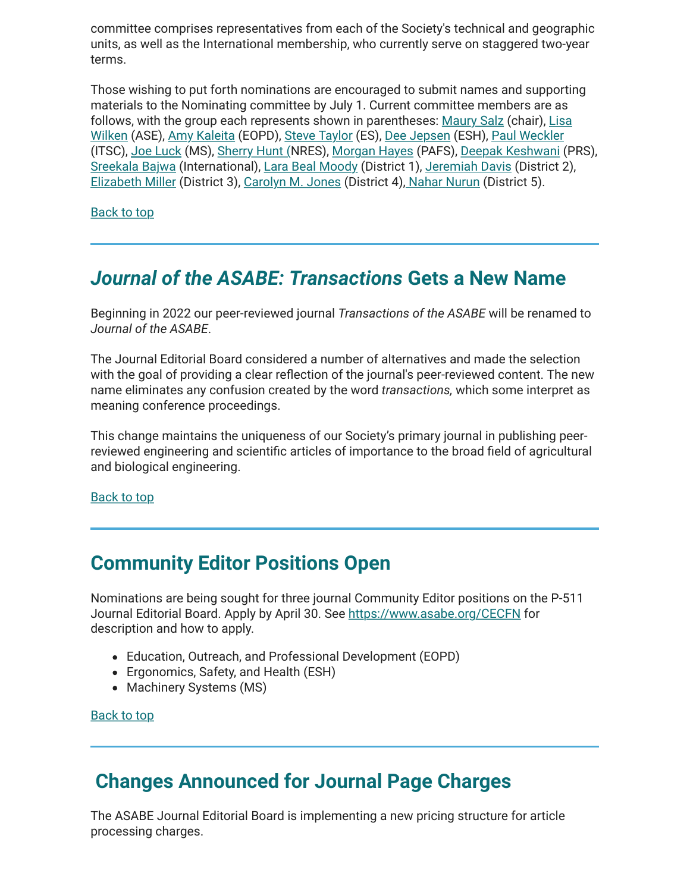committee comprises representatives from each of the Society's technical and geographic units, as well as the International membership, who currently serve on staggered two-year terms.

Those wishing to put forth nominations are encouraged to submit names and supporting materials to the Nominating committee by July 1. Current committee members are as follows, with the group each represents shown in parentheses: Maury Salz (chair), Lisa Wilken (ASE), Amy Kaleita (EOPD), Steve Taylor (ES), Dee Jepsen (ESH), Paul Weckler (ITSC), Joe Luck (MS), Sherry Hunt (NRES), Morgan Hayes (PAFS), Deepak Keshwani (PRS), Sreekala Bajwa (International), Lara Beal Moody (District 1), Jeremiah Davis (District 2), Elizabeth Miller (District 3), Carolyn M. Jones (District 4), Nahar Nurun (District 5).

Back to top

## *Journal of the ASABE: Transactions* Gets a New Name

Beginning in 2022 our peer-reviewed journal *Transactions of the ASABE* will be renamed to *Journal of the ASABE*.

The Journal Editorial Board considered a number of alternatives and made the selection with the goal of providing a clear reflection of the journal's peer-reviewed content. The new name eliminates any confusion created by the word *transactions,* which some interpret as meaning conference proceedings.

This change maintains the uniqueness of our Society's primary journal in publishing peer-reviewed engineering and scientific articles of importance to the broad field of agricultural and biological engineering.

Back to top

## Community Editor Positions Open

Nominations are being sought for three journal Community Editor positions on the P-511 Journal Editorial Board. Apply by April 30. See https://www.asabe.org/CECFN for description and how to apply.

- Education, Outreach, and Professional Development (EOPD)
- Ergonomics, Safety, and Health (ESH)
- Machinery Systems (MS)

Back to top

## Changes Announced for Journal Page Charges

The ASABE Journal Editorial Board is implementing a new pricing structure for article processing charges.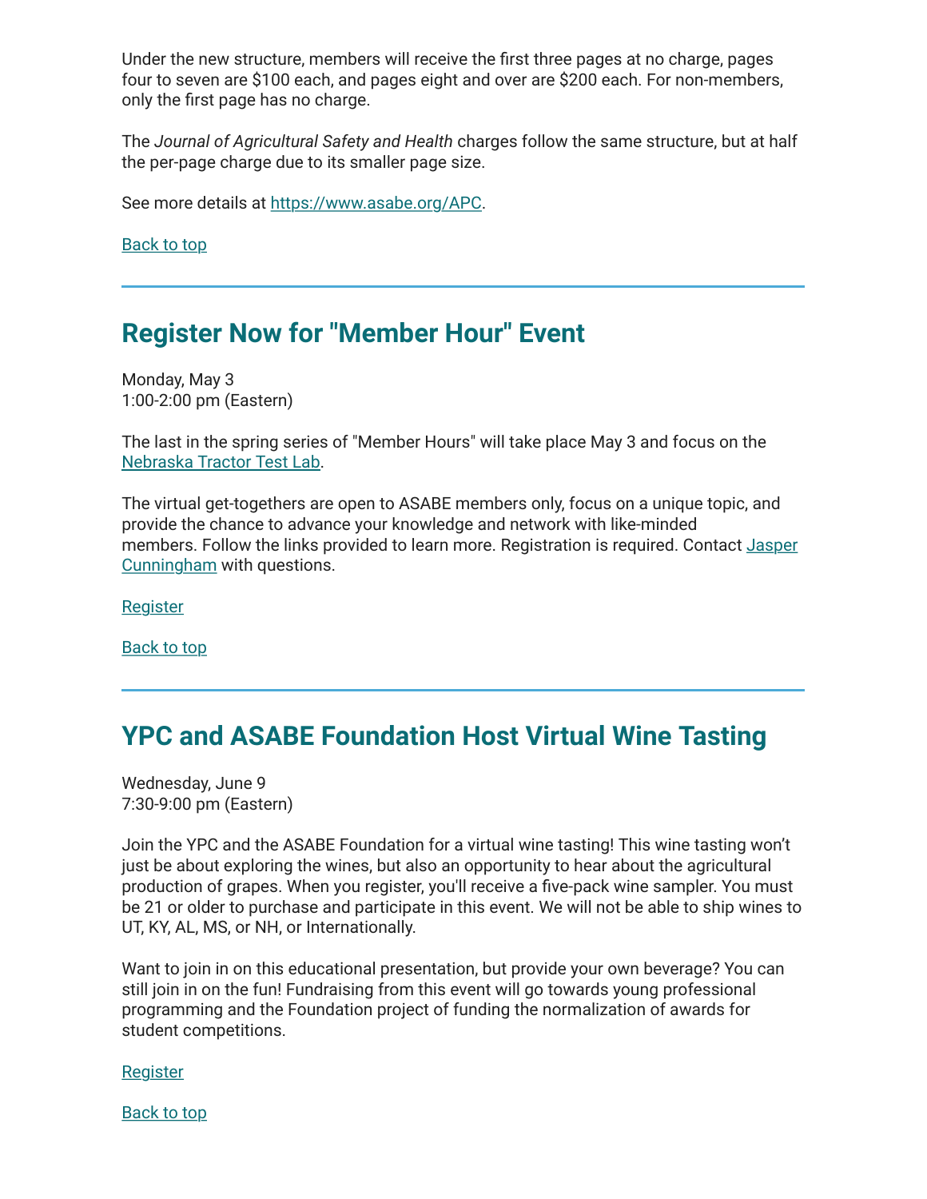Under the new structure, members will receive the first three pages at no charge, pages four to seven are $100 each, and pages eight and over are $200 each. For non-members, only the first page has no charge.

The *Journal of Agricultural Safety and Health* charges follow the same structure, but at half the per-page charge due to its smaller page size.

See more details at https://www.asabe.org/APC.

Back to top

---

## Register Now for "Member Hour" Event

Monday, May 3
1:00-2:00 pm (Eastern)

The last in the spring series of "Member Hours" will take place May 3 and focus on the Nebraska Tractor Test Lab.

The virtual get-togethers are open to ASABE members only, focus on a unique topic, and provide the chance to advance your knowledge and network with like-minded members. Follow the links provided to learn more. Registration is required. Contact Jasper Cunningham with questions.

Register

Back to top

---

## YPC and ASABE Foundation Host Virtual Wine Tasting

Wednesday, June 9
7:30-9:00 pm (Eastern)

Join the YPC and the ASABE Foundation for a virtual wine tasting! This wine tasting won't just be about exploring the wines, but also an opportunity to hear about the agricultural production of grapes. When you register, you'll receive a five-pack wine sampler. You must be 21 or older to purchase and participate in this event. We will not be able to ship wines to UT, KY, AL, MS, or NH, or Internationally.

Want to join in on this educational presentation, but provide your own beverage? You can still join in on the fun! Fundraising from this event will go towards young professional programming and the Foundation project of funding the normalization of awards for student competitions.

Register

Back to top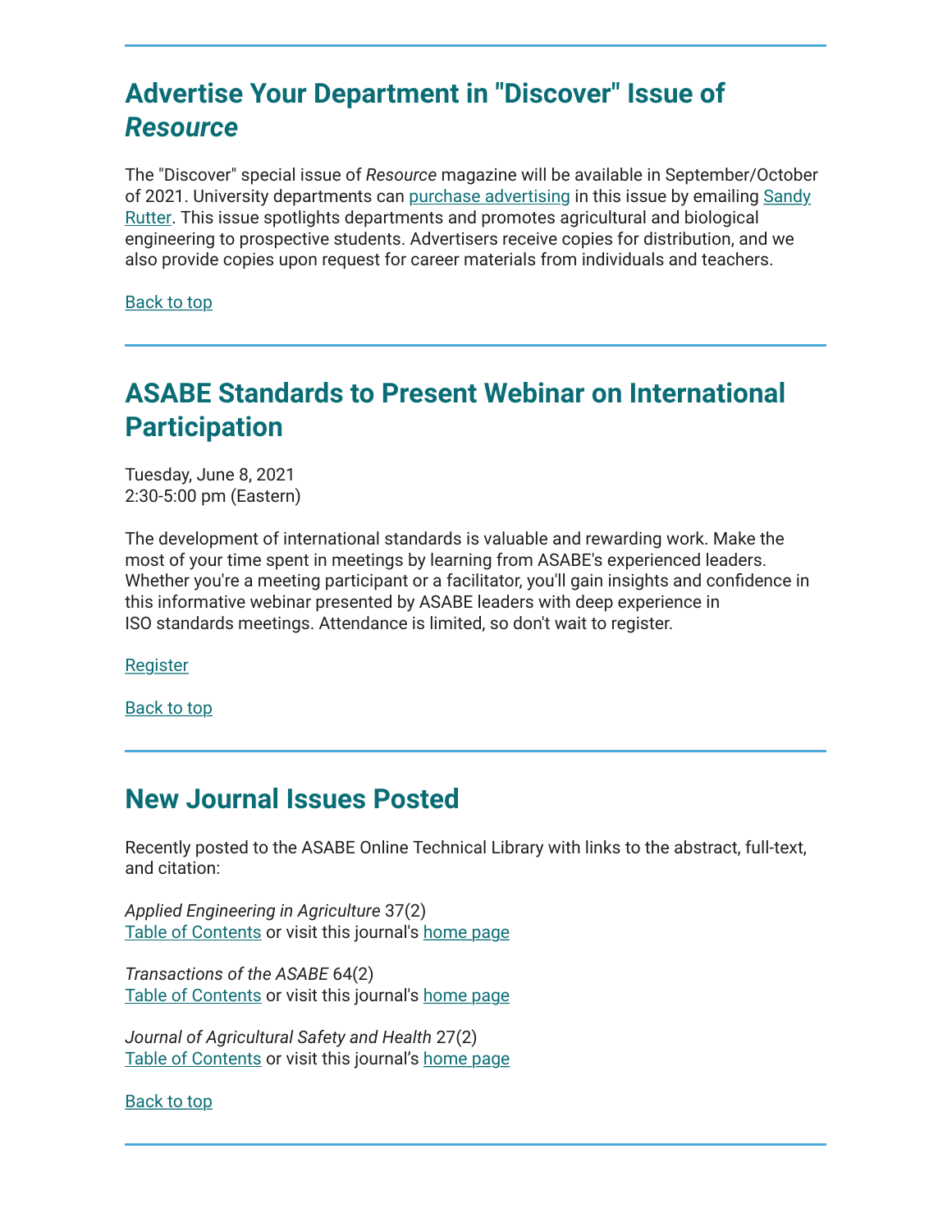## Advertise Your Department in "Discover" Issue of *Resource*

The "Discover" special issue of *Resource* magazine will be available in September/October of 2021. University departments can purchase advertising in this issue by emailing Sandy Rutter. This issue spotlights departments and promotes agricultural and biological engineering to prospective students. Advertisers receive copies for distribution, and we also provide copies upon request for career materials from individuals and teachers.

Back to top

## ASABE Standards to Present Webinar on International Participation

Tuesday, June 8, 2021
2:30-5:00 pm (Eastern)

The development of international standards is valuable and rewarding work. Make the most of your time spent in meetings by learning from ASABE's experienced leaders. Whether you're a meeting participant or a facilitator, you'll gain insights and confidence in this informative webinar presented by ASABE leaders with deep experience in ISO standards meetings. Attendance is limited, so don't wait to register.

Register

Back to top

## New Journal Issues Posted

Recently posted to the ASABE Online Technical Library with links to the abstract, full-text, and citation:

*Applied Engineering in Agriculture* 37(2)
Table of Contents or visit this journal's home page

*Transactions of the ASABE* 64(2)
Table of Contents or visit this journal's home page

*Journal of Agricultural Safety and Health* 27(2)
Table of Contents or visit this journal's home page

Back to top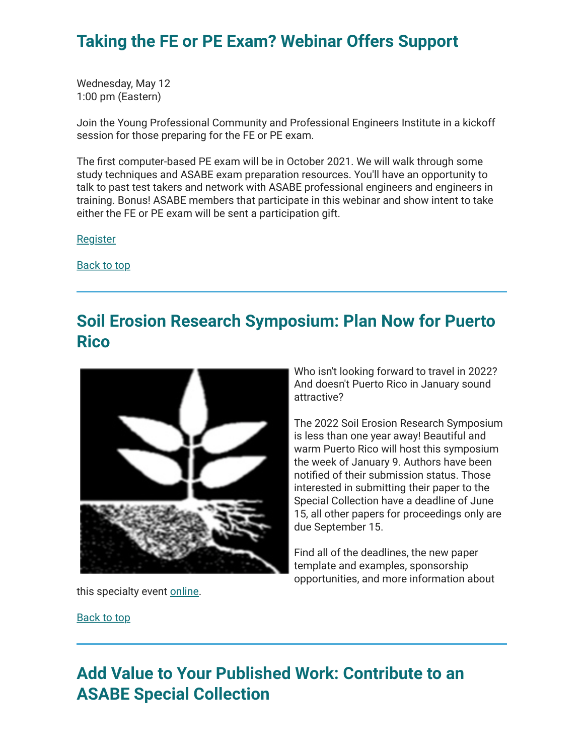## Taking the FE or PE Exam? Webinar Offers Support

Wednesday, May 12
1:00 pm (Eastern)

Join the Young Professional Community and Professional Engineers Institute in a kickoff session for those preparing for the FE or PE exam.

The first computer-based PE exam will be in October 2021. We will walk through some study techniques and ASABE exam preparation resources. You'll have an opportunity to talk to past test takers and network with ASABE professional engineers and engineers in training. Bonus! ASABE members that participate in this webinar and show intent to take either the FE or PE exam will be sent a participation gift.

Register

Back to top

---

## Soil Erosion Research Symposium: Plan Now for Puerto Rico

Who isn't looking forward to travel in 2022? And doesn't Puerto Rico in January sound attractive?

The 2022 Soil Erosion Research Symposium is less than one year away! Beautiful and warm Puerto Rico will host this symposium the week of January 9. Authors have been notified of their submission status. Those interested in submitting their paper to the Special Collection have a deadline of June 15, all other papers for proceedings only are due September 15.

Find all of the deadlines, the new paper template and examples, sponsorship opportunities, and more information about this specialty event online.

Back to top

---

## Add Value to Your Published Work: Contribute to an ASABE Special Collection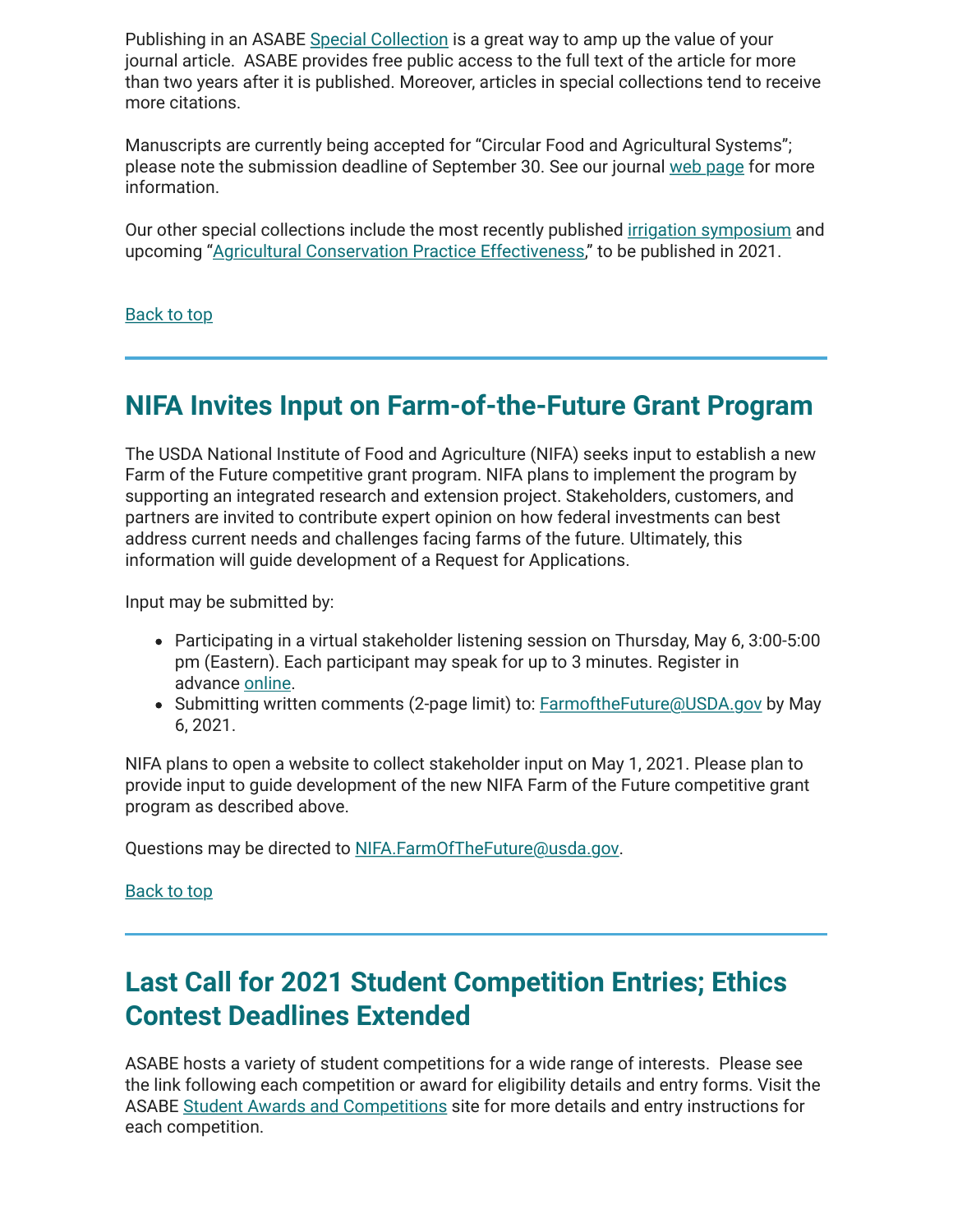Publishing in an ASABE Special Collection is a great way to amp up the value of your journal article.  ASABE provides free public access to the full text of the article for more than two years after it is published. Moreover, articles in special collections tend to receive more citations.

Manuscripts are currently being accepted for "Circular Food and Agricultural Systems"; please note the submission deadline of September 30. See our journal web page for more information.

Our other special collections include the most recently published irrigation symposium and upcoming "Agricultural Conservation Practice Effectiveness," to be published in 2021.

Back to top

---

## NIFA Invites Input on Farm-of-the-Future Grant Program

The USDA National Institute of Food and Agriculture (NIFA) seeks input to establish a new Farm of the Future competitive grant program. NIFA plans to implement the program by supporting an integrated research and extension project. Stakeholders, customers, and partners are invited to contribute expert opinion on how federal investments can best address current needs and challenges facing farms of the future. Ultimately, this information will guide development of a Request for Applications.

Input may be submitted by:

- Participating in a virtual stakeholder listening session on Thursday, May 6, 3:00-5:00 pm (Eastern). Each participant may speak for up to 3 minutes. Register in advance online.
- Submitting written comments (2-page limit) to: FarmoftheFuture@USDA.gov by May 6, 2021.

NIFA plans to open a website to collect stakeholder input on May 1, 2021. Please plan to provide input to guide development of the new NIFA Farm of the Future competitive grant program as described above.

Questions may be directed to NIFA.FarmOfTheFuture@usda.gov.

Back to top

---

## Last Call for 2021 Student Competition Entries; Ethics Contest Deadlines Extended

ASABE hosts a variety of student competitions for a wide range of interests.  Please see the link following each competition or award for eligibility details and entry forms. Visit the ASABE Student Awards and Competitions site for more details and entry instructions for each competition.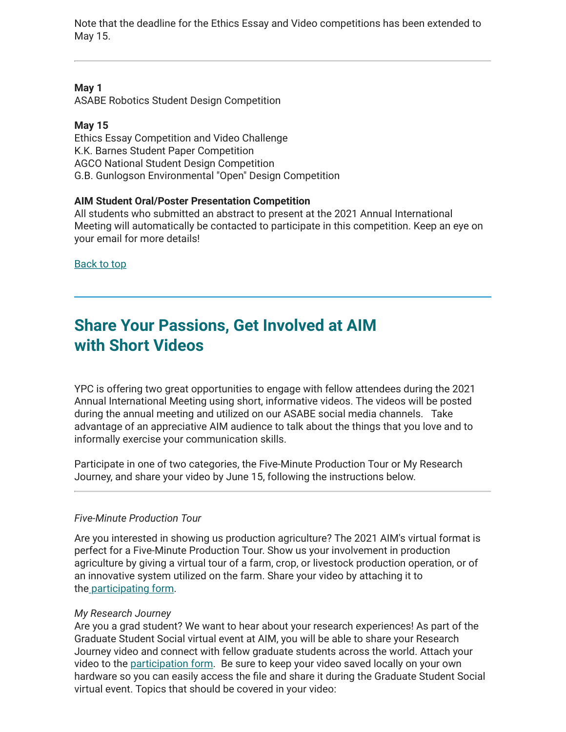Note that the deadline for the Ethics Essay and Video competitions has been extended to May 15.

---

**May 1**
ASABE Robotics Student Design Competition

**May 15**
Ethics Essay Competition and Video Challenge
K.K. Barnes Student Paper Competition
AGCO National Student Design Competition
G.B. Gunlogson Environmental "Open" Design Competition

**AIM Student Oral/Poster Presentation Competition**
All students who submitted an abstract to present at the 2021 Annual International Meeting will automatically be contacted to participate in this competition. Keep an eye on your email for more details!

[Back to top]

---

## Share Your Passions, Get Involved at AIM with Short Videos

YPC is offering two great opportunities to engage with fellow attendees during the 2021 Annual International Meeting using short, informative videos. The videos will be posted during the annual meeting and utilized on our ASABE social media channels. Take advantage of an appreciative AIM audience to talk about the things that you love and to informally exercise your communication skills.

Participate in one of two categories, the Five-Minute Production Tour or My Research Journey, and share your video by June 15, following the instructions below.

---

*Five-Minute Production Tour*

Are you interested in showing us production agriculture? The 2021 AIM's virtual format is perfect for a Five-Minute Production Tour. Show us your involvement in production agriculture by giving a virtual tour of a farm, crop, or livestock production operation, or of an innovative system utilized on the farm. Share your video by attaching it to the [participating form].

*My Research Journey*
Are you a grad student? We want to hear about your research experiences! As part of the Graduate Student Social virtual event at AIM, you will be able to share your Research Journey video and connect with fellow graduate students across the world. Attach your video to the [participation form]. Be sure to keep your video saved locally on your own hardware so you can easily access the file and share it during the Graduate Student Social virtual event. Topics that should be covered in your video: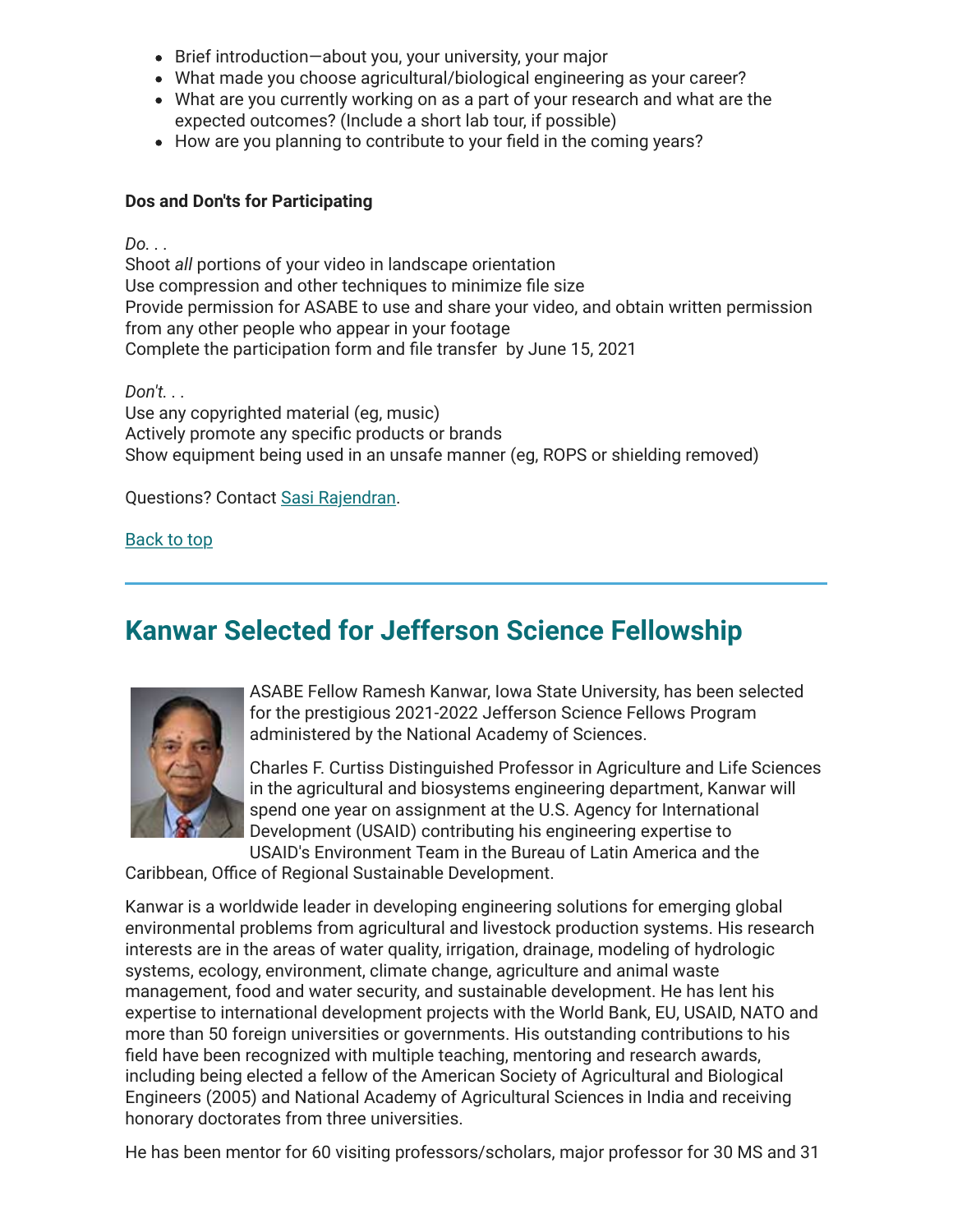- Brief introduction—about you, your university, your major
- What made you choose agricultural/biological engineering as your career?
- What are you currently working on as a part of your research and what are the expected outcomes? (Include a short lab tour, if possible)
- How are you planning to contribute to your field in the coming years?

**Dos and Don'ts for Participating**

*Do. . .*
Shoot *all* portions of your video in landscape orientation
Use compression and other techniques to minimize file size
Provide permission for ASABE to use and share your video, and obtain written permission from any other people who appear in your footage
Complete the participation form and file transfer by June 15, 2021

*Don't. . .*
Use any copyrighted material (eg, music)
Actively promote any specific products or brands
Show equipment being used in an unsafe manner (eg, ROPS or shielding removed)

Questions? Contact Sasi Rajendran.

Back to top

---

## Kanwar Selected for Jefferson Science Fellowship

ASABE Fellow Ramesh Kanwar, Iowa State University, has been selected for the prestigious 2021-2022 Jefferson Science Fellows Program administered by the National Academy of Sciences.

Charles F. Curtiss Distinguished Professor in Agriculture and Life Sciences in the agricultural and biosystems engineering department, Kanwar will spend one year on assignment at the U.S. Agency for International Development (USAID) contributing his engineering expertise to USAID's Environment Team in the Bureau of Latin America and the Caribbean, Office of Regional Sustainable Development.

Kanwar is a worldwide leader in developing engineering solutions for emerging global environmental problems from agricultural and livestock production systems. His research interests are in the areas of water quality, irrigation, drainage, modeling of hydrologic systems, ecology, environment, climate change, agriculture and animal waste management, food and water security, and sustainable development. He has lent his expertise to international development projects with the World Bank, EU, USAID, NATO and more than 50 foreign universities or governments. His outstanding contributions to his field have been recognized with multiple teaching, mentoring and research awards, including being elected a fellow of the American Society of Agricultural and Biological Engineers (2005) and National Academy of Agricultural Sciences in India and receiving honorary doctorates from three universities.

He has been mentor for 60 visiting professors/scholars, major professor for 30 MS and 31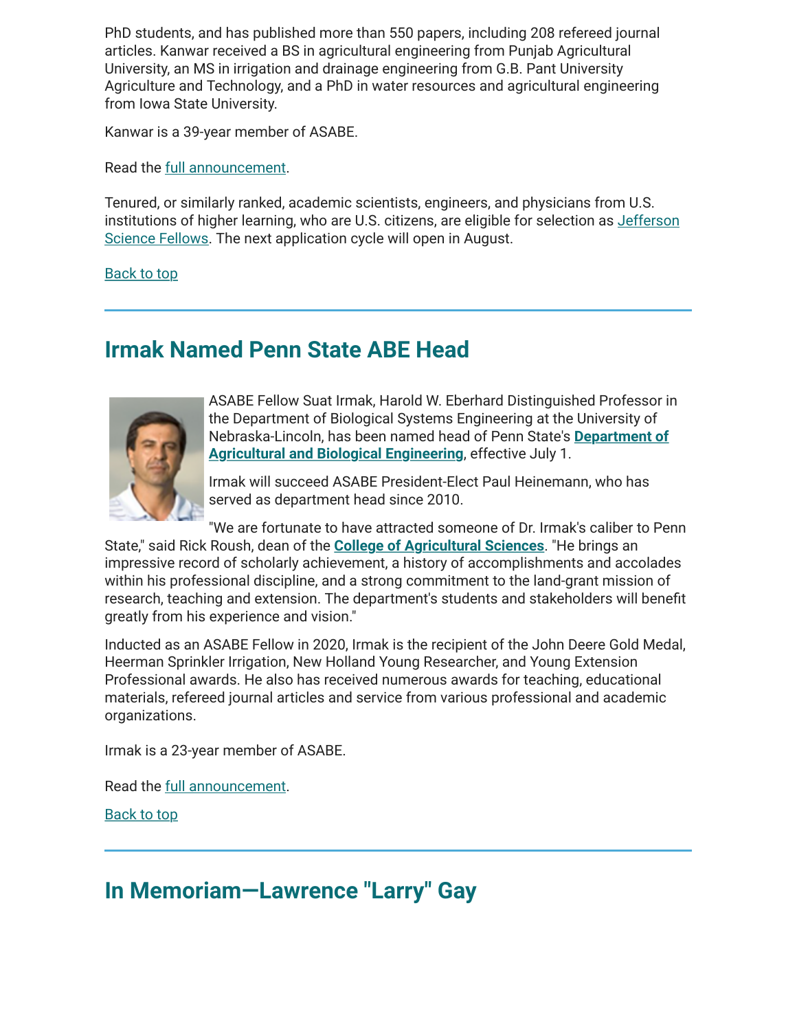PhD students, and has published more than 550 papers, including 208 refereed journal articles. Kanwar received a BS in agricultural engineering from Punjab Agricultural University, an MS in irrigation and drainage engineering from G.B. Pant University Agriculture and Technology, and a PhD in water resources and agricultural engineering from Iowa State University.

Kanwar is a 39-year member of ASABE.

Read the full announcement.

Tenured, or similarly ranked, academic scientists, engineers, and physicians from U.S. institutions of higher learning, who are U.S. citizens, are eligible for selection as Jefferson Science Fellows. The next application cycle will open in August.

Back to top

---

## Irmak Named Penn State ABE Head

ASABE Fellow Suat Irmak, Harold W. Eberhard Distinguished Professor in the Department of Biological Systems Engineering at the University of Nebraska-Lincoln, has been named head of Penn State's **Department of Agricultural and Biological Engineering**, effective July 1.

Irmak will succeed ASABE President-Elect Paul Heinemann, who has served as department head since 2010.

"We are fortunate to have attracted someone of Dr. Irmak's caliber to Penn State," said Rick Roush, dean of the **College of Agricultural Sciences**. "He brings an impressive record of scholarly achievement, a history of accomplishments and accolades within his professional discipline, and a strong commitment to the land-grant mission of research, teaching and extension. The department's students and stakeholders will benefit greatly from his experience and vision."

Inducted as an ASABE Fellow in 2020, Irmak is the recipient of the John Deere Gold Medal, Heerman Sprinkler Irrigation, New Holland Young Researcher, and Young Extension Professional awards. He also has received numerous awards for teaching, educational materials, refereed journal articles and service from various professional and academic organizations.

Irmak is a 23-year member of ASABE.

Read the full announcement.

Back to top

---

## In Memoriam—Lawrence "Larry" Gay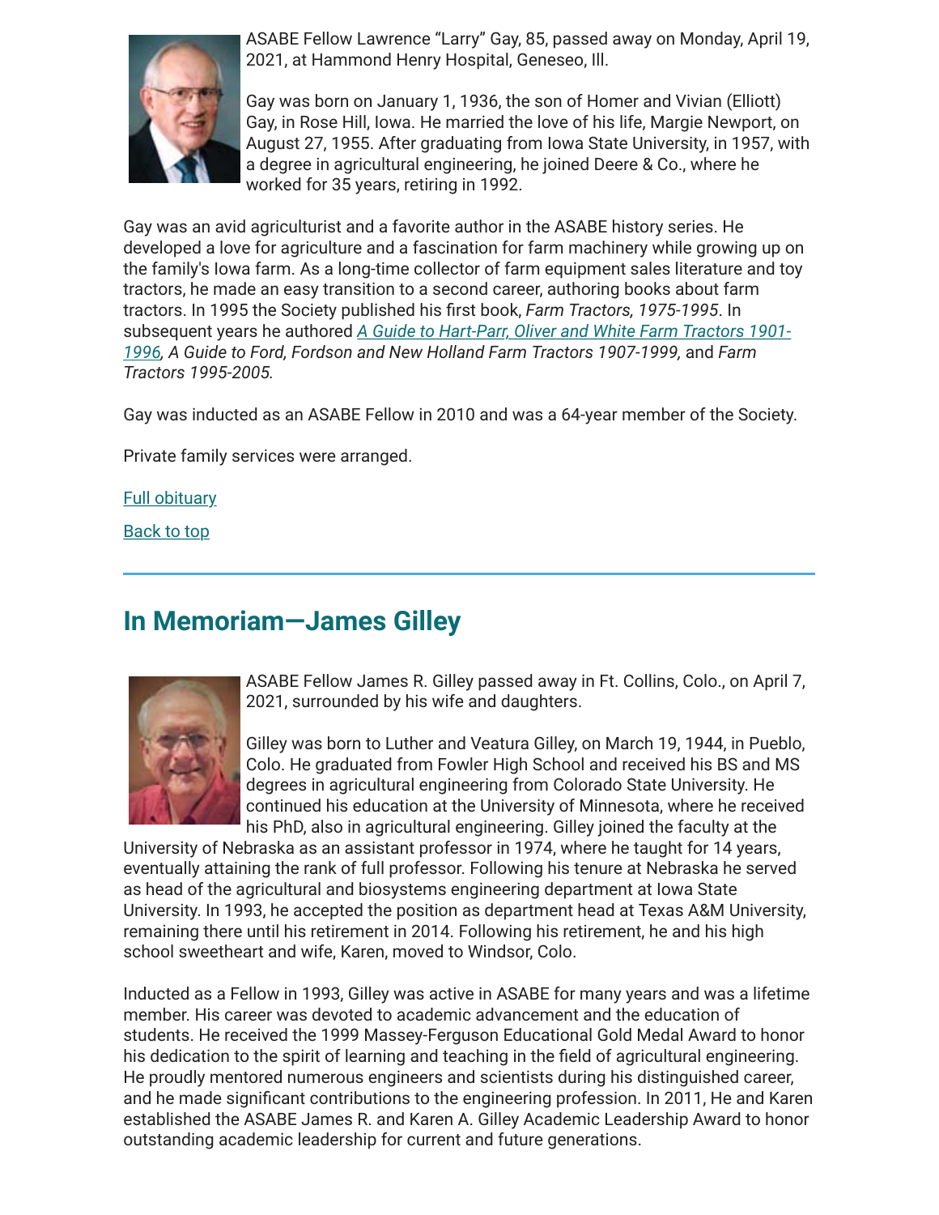ASABE Fellow Lawrence “Larry” Gay, 85, passed away on Monday, April 19, 2021, at Hammond Henry Hospital, Geneseo, Ill.

Gay was born on January 1, 1936, the son of Homer and Vivian (Elliott) Gay, in Rose Hill, Iowa. He married the love of his life, Margie Newport, on August 27, 1955. After graduating from Iowa State University, in 1957, with a degree in agricultural engineering, he joined Deere & Co., where he worked for 35 years, retiring in 1992.

Gay was an avid agriculturist and a favorite author in the ASABE history series. He developed a love for agriculture and a fascination for farm machinery while growing up on the family's Iowa farm. As a long-time collector of farm equipment sales literature and toy tractors, he made an easy transition to a second career, authoring books about farm tractors. In 1995 the Society published his first book, *Farm Tractors, 1975-1995*. In subsequent years he authored *A Guide to Hart-Parr, Oliver and White Farm Tractors 1901-1996*, *A Guide to Ford, Fordson and New Holland Farm Tractors 1907-1999,* and *Farm Tractors 1995-2005.*

Gay was inducted as an ASABE Fellow in 2010 and was a 64-year member of the Society.

Private family services were arranged.

Full obituary

Back to top

---

## In Memoriam—James Gilley

ASABE Fellow James R. Gilley passed away in Ft. Collins, Colo., on April 7, 2021, surrounded by his wife and daughters.

Gilley was born to Luther and Veatura Gilley, on March 19, 1944, in Pueblo, Colo. He graduated from Fowler High School and received his BS and MS degrees in agricultural engineering from Colorado State University. He continued his education at the University of Minnesota, where he received his PhD, also in agricultural engineering. Gilley joined the faculty at the University of Nebraska as an assistant professor in 1974, where he taught for 14 years, eventually attaining the rank of full professor. Following his tenure at Nebraska he served as head of the agricultural and biosystems engineering department at Iowa State University. In 1993, he accepted the position as department head at Texas A&M University, remaining there until his retirement in 2014. Following his retirement, he and his high school sweetheart and wife, Karen, moved to Windsor, Colo.

Inducted as a Fellow in 1993, Gilley was active in ASABE for many years and was a lifetime member. His career was devoted to academic advancement and the education of students. He received the 1999 Massey-Ferguson Educational Gold Medal Award to honor his dedication to the spirit of learning and teaching in the field of agricultural engineering. He proudly mentored numerous engineers and scientists during his distinguished career, and he made significant contributions to the engineering profession. In 2011, He and Karen established the ASABE James R. and Karen A. Gilley Academic Leadership Award to honor outstanding academic leadership for current and future generations.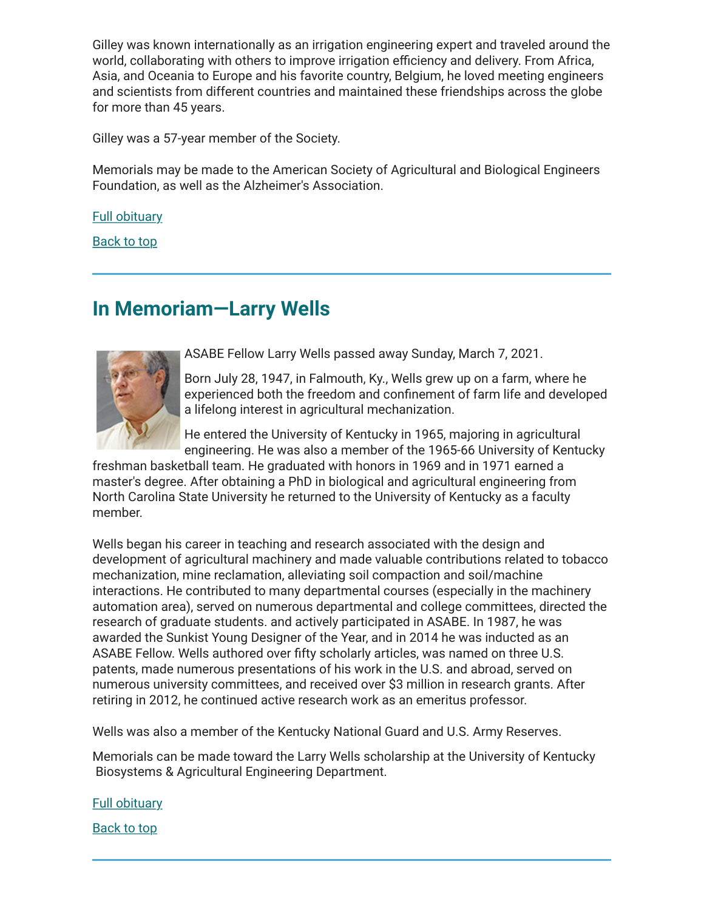Gilley was known internationally as an irrigation engineering expert and traveled around the world, collaborating with others to improve irrigation efficiency and delivery. From Africa, Asia, and Oceania to Europe and his favorite country, Belgium, he loved meeting engineers and scientists from different countries and maintained these friendships across the globe for more than 45 years.

Gilley was a 57-year member of the Society.

Memorials may be made to the American Society of Agricultural and Biological Engineers Foundation, as well as the Alzheimer's Association.

Full obituary

Back to top

## In Memoriam—Larry Wells

ASABE Fellow Larry Wells passed away Sunday, March 7, 2021.

Born July 28, 1947, in Falmouth, Ky., Wells grew up on a farm, where he experienced both the freedom and confinement of farm life and developed a lifelong interest in agricultural mechanization.

He entered the University of Kentucky in 1965, majoring in agricultural engineering. He was also a member of the 1965-66 University of Kentucky freshman basketball team. He graduated with honors in 1969 and in 1971 earned a master's degree. After obtaining a PhD in biological and agricultural engineering from North Carolina State University he returned to the University of Kentucky as a faculty member.

Wells began his career in teaching and research associated with the design and development of agricultural machinery and made valuable contributions related to tobacco mechanization, mine reclamation, alleviating soil compaction and soil/machine interactions. He contributed to many departmental courses (especially in the machinery automation area), served on numerous departmental and college committees, directed the research of graduate students. and actively participated in ASABE. In 1987, he was awarded the Sunkist Young Designer of the Year, and in 2014 he was inducted as an ASABE Fellow. Wells authored over fifty scholarly articles, was named on three U.S. patents, made numerous presentations of his work in the U.S. and abroad, served on numerous university committees, and received over $3 million in research grants. After retiring in 2012, he continued active research work as an emeritus professor.

Wells was also a member of the Kentucky National Guard and U.S. Army Reserves.

Memorials can be made toward the Larry Wells scholarship at the University of Kentucky Biosystems & Agricultural Engineering Department.

Full obituary

Back to top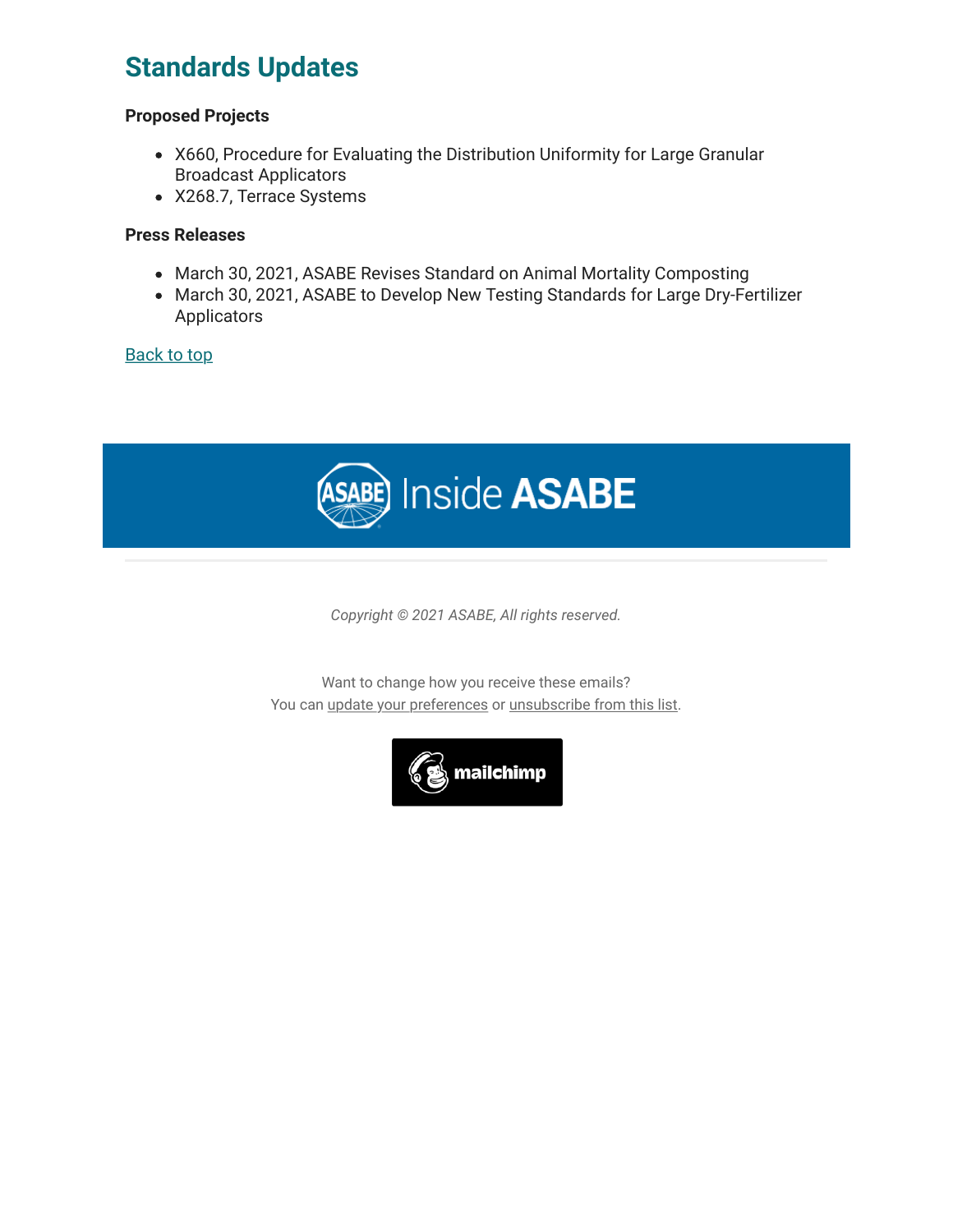## Standards Updates

**Proposed Projects**

- X660, Procedure for Evaluating the Distribution Uniformity for Large Granular Broadcast Applicators
- X268.7, Terrace Systems

**Press Releases**

- March 30, 2021, ASABE Revises Standard on Animal Mortality Composting
- March 30, 2021, ASABE to Develop New Testing Standards for Large Dry-Fertilizer Applicators

Back to top

Inside **ASABE**

*Copyright © 2021 ASABE, All rights reserved.*

Want to change how you receive these emails?
You can update your preferences or unsubscribe from this list.

mailchimp